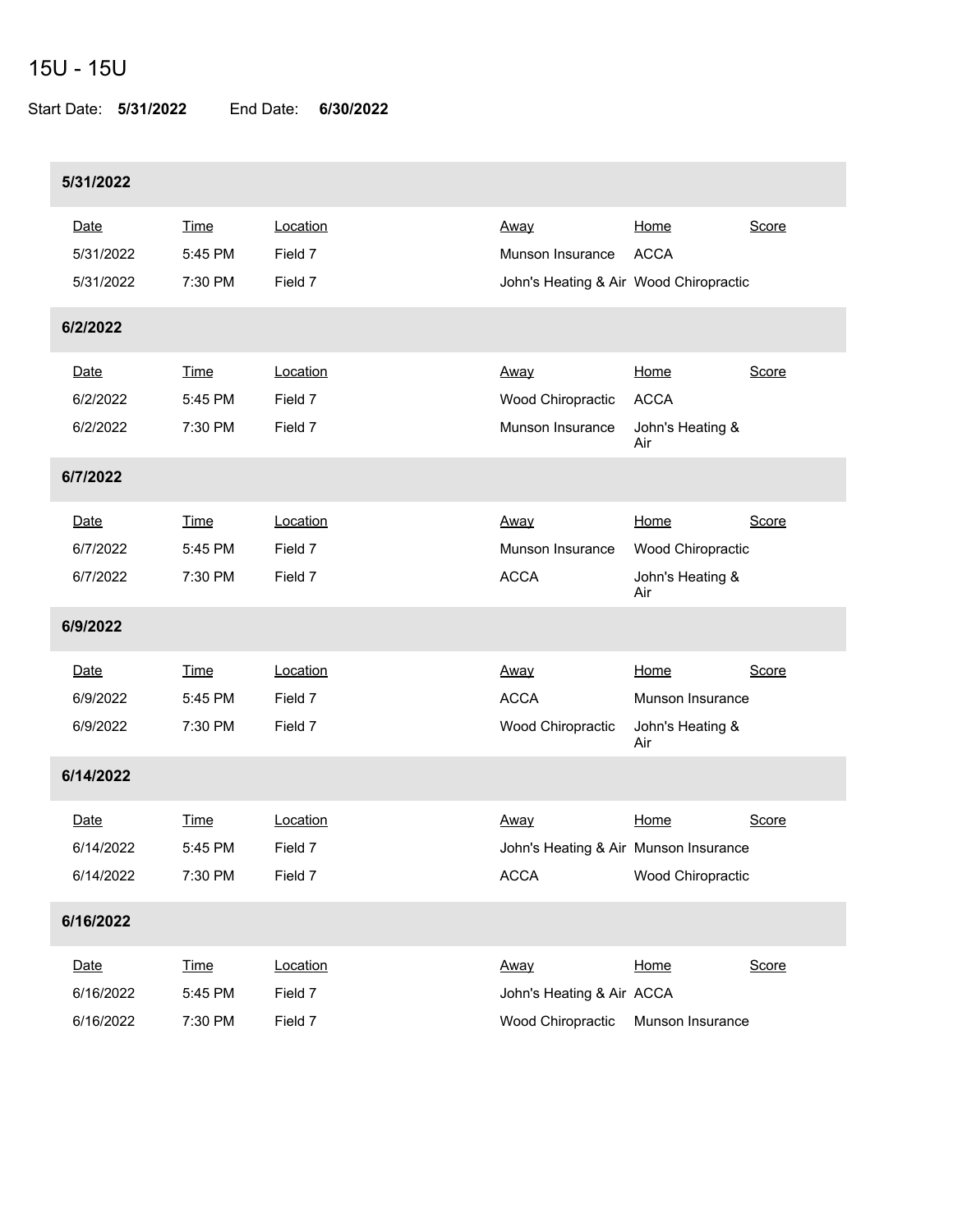# 15U - 15U

Start Date: **5/31/2022** End Date: **6/30/2022**

### 5/31/2022

| Date | Time | Location | Away | Home | Score |
|---|---|---|---|---|---|
| 5/31/2022 | 5:45 PM | Field 7 | Munson Insurance | ACCA | |
| 5/31/2022 | 7:30 PM | Field 7 | John's Heating & Air | Wood Chiropractic | |

### 6/2/2022

| Date | Time | Location | Away | Home | Score |
|---|---|---|---|---|---|
| 6/2/2022 | 5:45 PM | Field 7 | Wood Chiropractic | ACCA | |
| 6/2/2022 | 7:30 PM | Field 7 | Munson Insurance | John's Heating & Air | |

### 6/7/2022

| Date | Time | Location | Away | Home | Score |
|---|---|---|---|---|---|
| 6/7/2022 | 5:45 PM | Field 7 | Munson Insurance | Wood Chiropractic | |
| 6/7/2022 | 7:30 PM | Field 7 | ACCA | John's Heating & Air | |

### 6/9/2022

| Date | Time | Location | Away | Home | Score |
|---|---|---|---|---|---|
| 6/9/2022 | 5:45 PM | Field 7 | ACCA | Munson Insurance | |
| 6/9/2022 | 7:30 PM | Field 7 | Wood Chiropractic | John's Heating & Air | |

### 6/14/2022

| Date | Time | Location | Away | Home | Score |
|---|---|---|---|---|---|
| 6/14/2022 | 5:45 PM | Field 7 | John's Heating & Air | Munson Insurance | |
| 6/14/2022 | 7:30 PM | Field 7 | ACCA | Wood Chiropractic | |

### 6/16/2022

| Date | Time | Location | Away | Home | Score |
|---|---|---|---|---|---|
| 6/16/2022 | 5:45 PM | Field 7 | John's Heating & Air | ACCA | |
| 6/16/2022 | 7:30 PM | Field 7 | Wood Chiropractic | Munson Insurance | |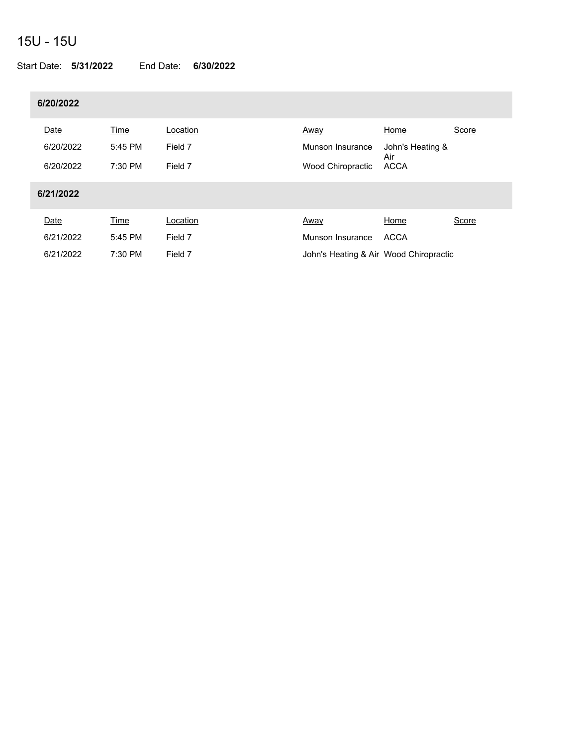# 15U - 15U

Start Date: **5/31/2022** End Date: **6/30/2022**

### 6/20/2022

| Date | Time | Location | Away | Home | Score |
| --- | --- | --- | --- | --- | --- |
| 6/20/2022 | 5:45 PM | Field 7 | Munson Insurance | John's Heating & Air | |
| 6/20/2022 | 7:30 PM | Field 7 | Wood Chiropractic | ACCA | |

### 6/21/2022

| Date | Time | Location | Away | Home | Score |
| --- | --- | --- | --- | --- | --- |
| 6/21/2022 | 5:45 PM | Field 7 | Munson Insurance | ACCA | |
| 6/21/2022 | 7:30 PM | Field 7 | John's Heating & Air | Wood Chiropractic | |